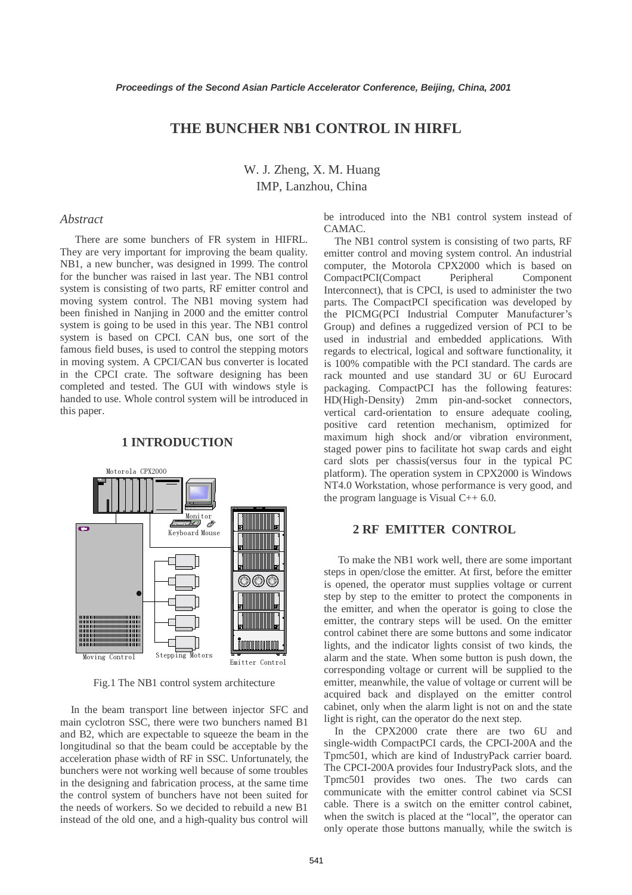// THE BUNCHER NB1 CONTROL IN HIRFL

# THE BUNCHER NB1 CONTROL IN HIRFL

W. J. Zheng, X. M. Huang
IMP, Lanzhou, China

### *Abstract*

There are some bunchers of FR system in HIFRL. They are very important for improving the beam quality. NB1, a new buncher, was designed in 1999. The control for the buncher was raised in last year. The NB1 control system is consisting of two parts, RF emitter control and moving system control. The NB1 moving system had been finished in Nanjing in 2000 and the emitter control system is going to be used in this year. The NB1 control system is based on CPCI. CAN bus, one sort of the famous field buses, is used to control the stepping motors in moving system. A CPCI/CAN bus converter is located in the CPCI crate. The software designing has been completed and tested. The GUI with windows style is handed to use. Whole control system will be introduced in this paper.

## 1 INTRODUCTION

Fig.1 The NB1 control system architecture

In the beam transport line between injector SFC and main cyclotron SSC, there were two bunchers named B1 and B2, which are expectable to squeeze the beam in the longitudinal so that the beam could be acceptable by the acceleration phase width of RF in SSC. Unfortunately, the bunchers were not working well because of some troubles in the designing and fabrication process, at the same time the control system of bunchers have not been suited for the needs of workers. So we decided to rebuild a new B1 instead of the old one, and a high-quality bus control will be introduced into the NB1 control system instead of CAMAC.

The NB1 control system is consisting of two parts, RF emitter control and moving system control. An industrial computer, the Motorola CPX2000 which is based on CompactPCI(Compact Peripheral Component Interconnect), that is CPCI, is used to administer the two parts. The CompactPCI specification was developed by the PICMG(PCI Industrial Computer Manufacturer's Group) and defines a ruggedized version of PCI to be used in industrial and embedded applications. With regards to electrical, logical and software functionality, it is 100% compatible with the PCI standard. The cards are rack mounted and use standard 3U or 6U Eurocard packaging. CompactPCI has the following features: HD(High-Density) 2mm pin-and-socket connectors, vertical card-orientation to ensure adequate cooling, positive card retention mechanism, optimized for maximum high shock and/or vibration environment, staged power pins to facilitate hot swap cards and eight card slots per chassis(versus four in the typical PC platform). The operation system in CPX2000 is Windows NT4.0 Workstation, whose performance is very good, and the program language is Visual C++ 6.0.

## 2 RF EMITTER CONTROL

To make the NB1 work well, there are some important steps in open/close the emitter. At first, before the emitter is opened, the operator must supplies voltage or current step by step to the emitter to protect the components in the emitter, and when the operator is going to close the emitter, the contrary steps will be used. On the emitter control cabinet there are some buttons and some indicator lights, and the indicator lights consist of two kinds, the alarm and the state. When some button is push down, the corresponding voltage or current will be supplied to the emitter, meanwhile, the value of voltage or current will be acquired back and displayed on the emitter control cabinet, only when the alarm light is not on and the state light is right, can the operator do the next step.

In the CPX2000 crate there are two 6U and single-width CompactPCI cards, the CPCI-200A and the Tpmc501, which are kind of IndustryPack carrier board. The CPCI-200A provides four IndustryPack slots, and the Tpmc501 provides two ones. The two cards can communicate with the emitter control cabinet via SCSI cable. There is a switch on the emitter control cabinet, when the switch is placed at the "local", the operator can only operate those buttons manually, while the switch is

# THE BUNCHER NB1 CONTROL IN HIRFL

W. J. Zheng, X. M. Huang
IMP, Lanzhou, China

### *Abstract*

There are some bunchers of FR system in HIFRL. They are very important for improving the beam quality. NB1, a new buncher, was designed in 1999. The control for the buncher was raised in last year. The NB1 control system is consisting of two parts, RF emitter control and moving system control. The NB1 moving system had been finished in Nanjing in 2000 and the emitter control system is going to be used in this year. The NB1 control system is based on CPCI. CAN bus, one sort of the famous field buses, is used to control the stepping motors in moving system. A CPCI/CAN bus converter is located in the CPCI crate. The software designing has been completed and tested. The GUI with windows style is handed to use. Whole control system will be introduced in this paper.

## 1 INTRODUCTION

Fig.1 The NB1 control system architecture

In the beam transport line between injector SFC and main cyclotron SSC, there were two bunchers named B1 and B2, which are expectable to squeeze the beam in the longitudinal so that the beam could be acceptable by the acceleration phase width of RF in SSC. Unfortunately, the bunchers were not working well because of some troubles in the designing and fabrication process, at the same time the control system of bunchers have not been suited for the needs of workers. So we decided to rebuild a new B1 instead of the old one, and a high-quality bus control will be introduced into the NB1 control system instead of CAMAC.

The NB1 control system is consisting of two parts, RF emitter control and moving system control. An industrial computer, the Motorola CPX2000 which is based on CompactPCI(Compact Peripheral Component Interconnect), that is CPCI, is used to administer the two parts. The CompactPCI specification was developed by the PICMG(PCI Industrial Computer Manufacturer's Group) and defines a ruggedized version of PCI to be used in industrial and embedded applications. With regards to electrical, logical and software functionality, it is 100% compatible with the PCI standard. The cards are rack mounted and use standard 3U or 6U Eurocard packaging. CompactPCI has the following features: HD(High-Density) 2mm pin-and-socket connectors, vertical card-orientation to ensure adequate cooling, positive card retention mechanism, optimized for maximum high shock and/or vibration environment, staged power pins to facilitate hot swap cards and eight card slots per chassis(versus four in the typical PC platform). The operation system in CPX2000 is Windows NT4.0 Workstation, whose performance is very good, and the program language is Visual C++ 6.0.

## 2 RF EMITTER CONTROL

To make the NB1 work well, there are some important steps in open/close the emitter. At first, before the emitter is opened, the operator must supplies voltage or current step by step to the emitter to protect the components in the emitter, and when the operator is going to close the emitter, the contrary steps will be used. On the emitter control cabinet there are some buttons and some indicator lights, and the indicator lights consist of two kinds, the alarm and the state. When some button is push down, the corresponding voltage or current will be supplied to the emitter, meanwhile, the value of voltage or current will be acquired back and displayed on the emitter control cabinet, only when the alarm light is not on and the state light is right, can the operator do the next step.

In the CPX2000 crate there are two 6U and single-width CompactPCI cards, the CPCI-200A and the Tpmc501, which are kind of IndustryPack carrier board. The CPCI-200A provides four IndustryPack slots, and the Tpmc501 provides two ones. The two cards can communicate with the emitter control cabinet via SCSI cable. There is a switch on the emitter control cabinet, when the switch is placed at the "local", the operator can only operate those buttons manually, while the switch is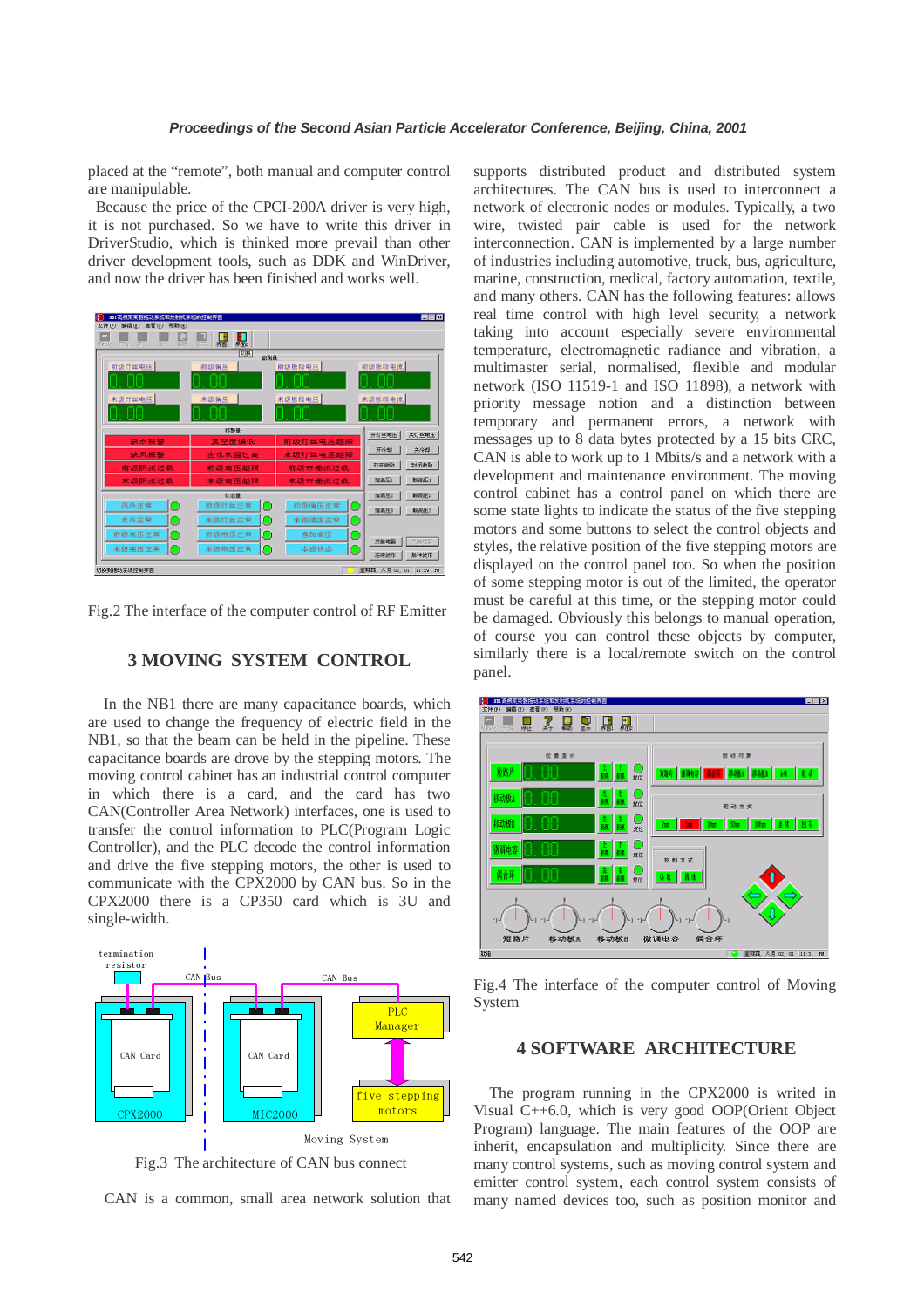placed at the "remote", both manual and computer control are manipulable.

Because the price of the CPCI-200A driver is very high, it is not purchased. So we have to write this driver in DriverStudio, which is thinked more prevail than other driver development tools, such as DDK and WinDriver, and now the driver has been finished and works well.

Fig.2 The interface of the computer control of RF Emitter

## 3 MOVING SYSTEM CONTROL

In the NB1 there are many capacitance boards, which are used to change the frequency of electric field in the NB1, so that the beam can be held in the pipeline. These capacitance boards are drove by the stepping motors. The moving control cabinet has an industrial control computer in which there is a card, and the card has two CAN(Controller Area Network) interfaces, one is used to transfer the control information to PLC(Program Logic Controller), and the PLC decode the control information and drive the five stepping motors, the other is used to communicate with the CPX2000 by CAN bus. So in the CPX2000 there is a CP350 card which is 3U and single-width.

Fig.3 The architecture of CAN bus connect

CAN is a common, small area network solution that supports distributed product and distributed system architectures. The CAN bus is used to interconnect a network of electronic nodes or modules. Typically, a two wire, twisted pair cable is used for the network interconnection. CAN is implemented by a large number of industries including automotive, truck, bus, agriculture, marine, construction, medical, factory automation, textile, and many others. CAN has the following features: allows real time control with high level security, a network taking into account especially severe environmental temperature, electromagnetic radiance and vibration, a multimaster serial, normalised, flexible and modular network (ISO 11519-1 and ISO 11898), a network with priority message notion and a distinction between temporary and permanent errors, a network with messages up to 8 data bytes protected by a 15 bits CRC, CAN is able to work up to 1 Mbits/s and a network with a development and maintenance environment. The moving control cabinet has a control panel on which there are some state lights to indicate the status of the five stepping motors and some buttons to select the control objects and styles, the relative position of the five stepping motors are displayed on the control panel too. So when the position of some stepping motor is out of the limited, the operator must be careful at this time, or the stepping motor could be damaged. Obviously this belongs to manual operation, of course you can control these objects by computer, similarly there is a local/remote switch on the control panel.

Fig.4 The interface of the computer control of Moving System

## 4 SOFTWARE ARCHITECTURE

The program running in the CPX2000 is writed in Visual C++6.0, which is very good OOP(Orient Object Program) language. The main features of the OOP are inherit, encapsulation and multiplicity. Since there are many control systems, such as moving control system and emitter control system, each control system consists of many named devices too, such as position monitor and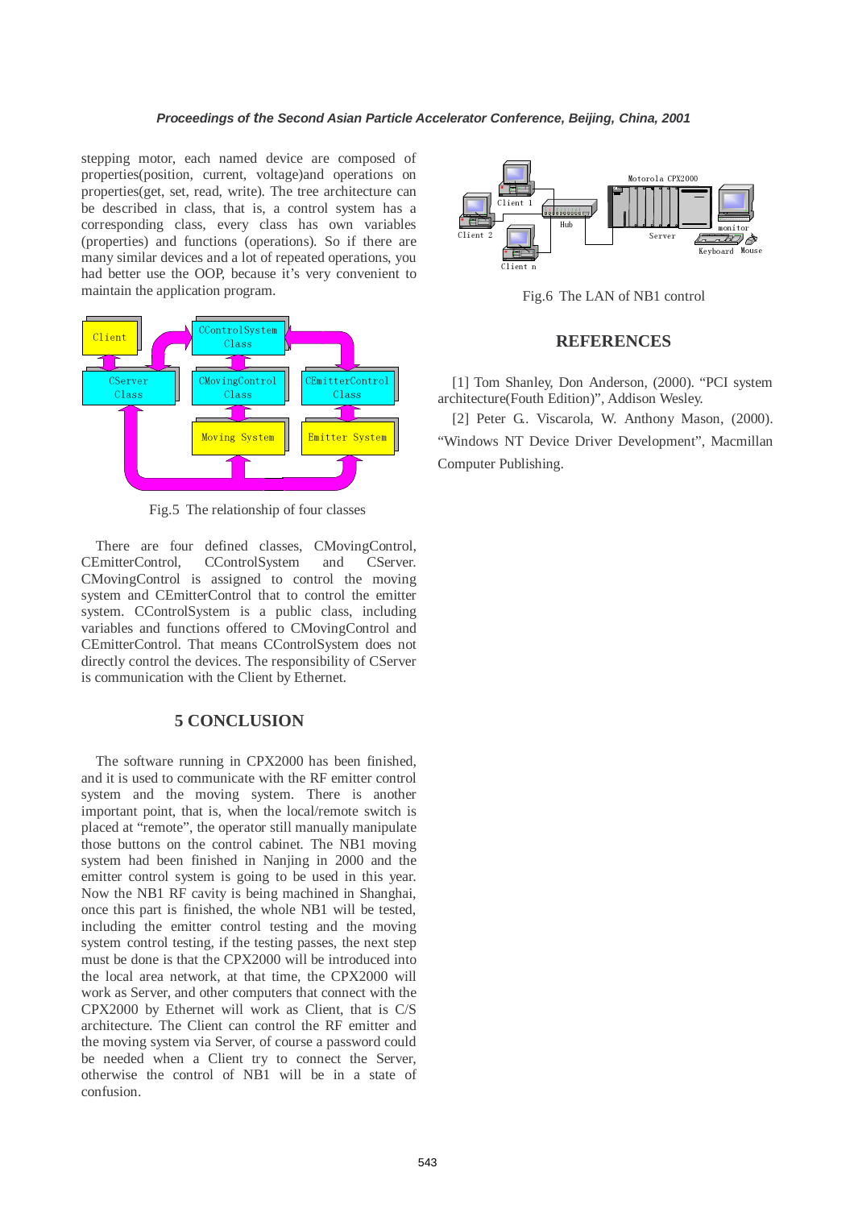stepping motor, each named device are composed of properties(position, current, voltage)and operations on properties(get, set, read, write). The tree architecture can be described in class, that is, a control system has a corresponding class, every class has own variables (properties) and functions (operations). So if there are many similar devices and a lot of repeated operations, you had better use the OOP, because it's very convenient to maintain the application program.

Client

CControlSystem Class

CServer Class

CMovingControl Class

CEmitterControl Class

Moving System

Emitter System

Fig.5 The relationship of four classes

There are four defined classes, CMovingControl, CEmitterControl, CControlSystem and CServer. CMovingControl is assigned to control the moving system and CEmitterControl that to control the emitter system. CControlSystem is a public class, including variables and functions offered to CMovingControl and CEmitterControl. That means CControlSystem does not directly control the devices. The responsibility of CServer is communication with the Client by Ethernet.

## 5 CONCLUSION

The software running in CPX2000 has been finished, and it is used to communicate with the RF emitter control system and the moving system. There is another important point, that is, when the local/remote switch is placed at "remote", the operator still manually manipulate those buttons on the control cabinet. The NB1 moving system had been finished in Nanjing in 2000 and the emitter control system is going to be used in this year. Now the NB1 RF cavity is being machined in Shanghai, once this part is finished, the whole NB1 will be tested, including the emitter control testing and the moving system control testing, if the testing passes, the next step must be done is that the CPX2000 will be introduced into the local area network, at that time, the CPX2000 will work as Server, and other computers that connect with the CPX2000 by Ethernet will work as Client, that is C/S architecture. The Client can control the RF emitter and the moving system via Server, of course a password could be needed when a Client try to connect the Server, otherwise the control of NB1 will be in a state of confusion.

Client 1

Client 2

Client n

Hub

Motorola CPX2000

Server

monitor

Keyboard

Mouse

Fig.6 The LAN of NB1 control

## REFERENCES

[1] Tom Shanley, Don Anderson, (2000). "PCI system architecture(Fouth Edition)", Addison Wesley.

[2] Peter G. Viscarola, W. Anthony Mason, (2000). "Windows NT Device Driver Development", Macmillan Computer Publishing.